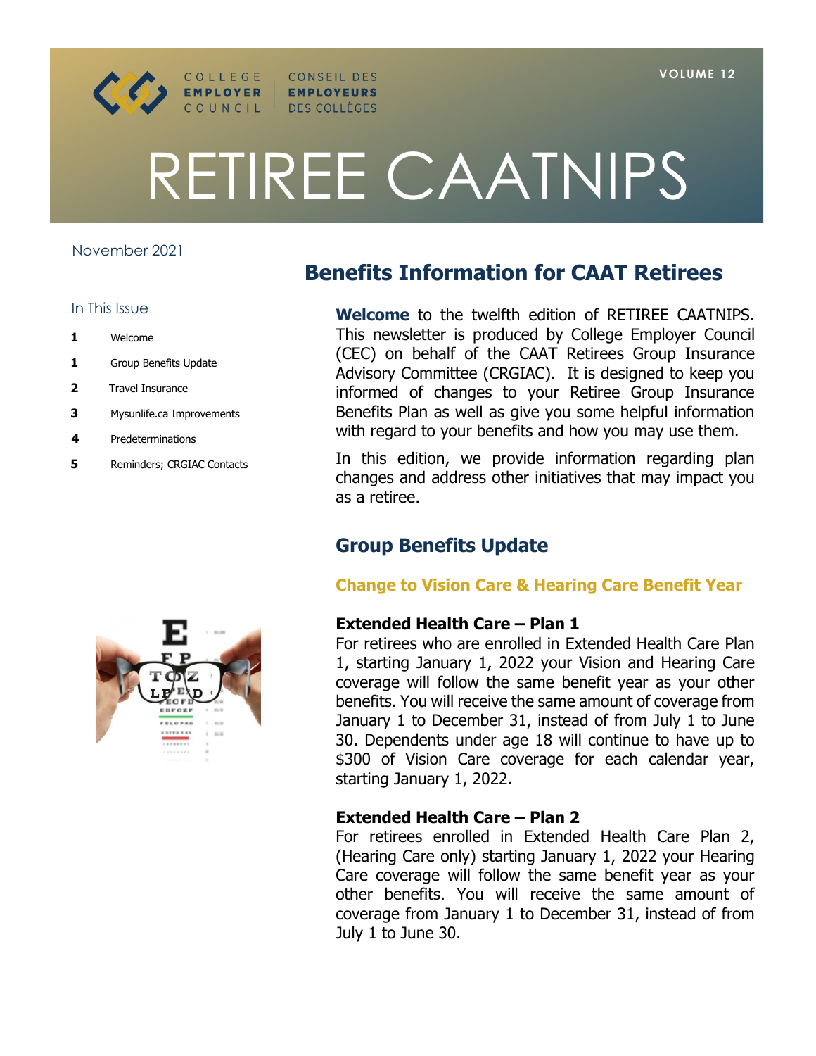COLLEGE EMPLOYER COUNCIL | CONSEIL DES EMPLOYEURS DES COLLÈGES

VOLUME 12

# RETIREE CAATNIPS

November 2021

**In This Issue**

| | |
|---|---|
| 1 | Welcome |
| 1 | Group Benefits Update |
| 2 | Travel Insurance |
| 3 | Mysunlife.ca Improvements |
| 4 | Predeterminations |
| 5 | Reminders; CRGIAC Contacts |

## Benefits Information for CAAT Retirees

**Welcome** to the twelfth edition of RETIREE CAATNIPS. This newsletter is produced by College Employer Council (CEC) on behalf of the CAAT Retirees Group Insurance Advisory Committee (CRGIAC). It is designed to keep you informed of changes to your Retiree Group Insurance Benefits Plan as well as give you some helpful information with regard to your benefits and how you may use them.

In this edition, we provide information regarding plan changes and address other initiatives that may impact you as a retiree.

## Group Benefits Update

### Change to Vision Care & Hearing Care Benefit Year

**Extended Health Care – Plan 1**

For retirees who are enrolled in Extended Health Care Plan 1, starting January 1, 2022 your Vision and Hearing Care coverage will follow the same benefit year as your other benefits. You will receive the same amount of coverage from January 1 to December 31, instead of from July 1 to June 30. Dependents under age 18 will continue to have up to $300 of Vision Care coverage for each calendar year, starting January 1, 2022.

**Extended Health Care – Plan 2**

For retirees enrolled in Extended Health Care Plan 2, (Hearing Care only) starting January 1, 2022 your Hearing Care coverage will follow the same benefit year as your other benefits. You will receive the same amount of coverage from January 1 to December 31, instead of from July 1 to June 30.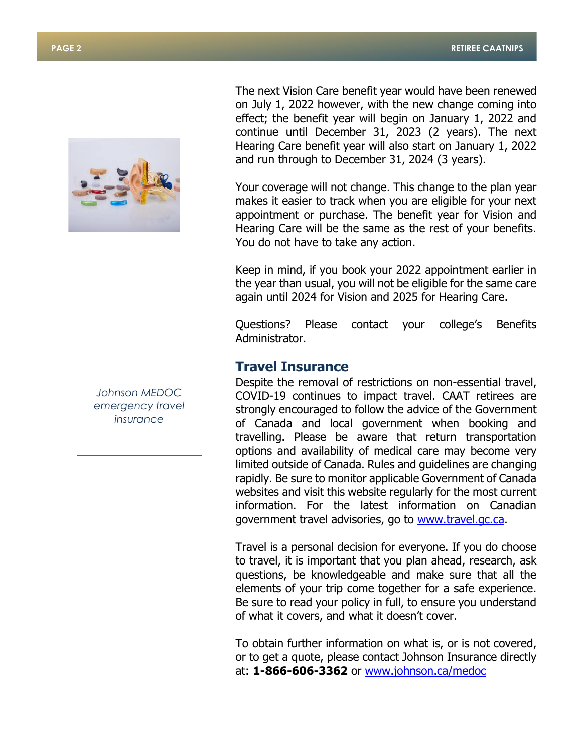The next Vision Care benefit year would have been renewed on July 1, 2022 however, with the new change coming into effect; the benefit year will begin on January 1, 2022 and continue until December 31, 2023 (2 years). The next Hearing Care benefit year will also start on January 1, 2022 and run through to December 31, 2024 (3 years).

Your coverage will not change. This change to the plan year makes it easier to track when you are eligible for your next appointment or purchase. The benefit year for Vision and Hearing Care will be the same as the rest of your benefits. You do not have to take any action.

Keep in mind, if you book your 2022 appointment earlier in the year than usual, you will not be eligible for the same care again until 2024 for Vision and 2025 for Hearing Care.

Questions? Please contact your college's Benefits Administrator.

## Travel Insurance

*Johnson MEDOC emergency travel insurance*

Despite the removal of restrictions on non-essential travel, COVID-19 continues to impact travel. CAAT retirees are strongly encouraged to follow the advice of the Government of Canada and local government when booking and travelling. Please be aware that return transportation options and availability of medical care may become very limited outside of Canada. Rules and guidelines are changing rapidly. Be sure to monitor applicable Government of Canada websites and visit this website regularly for the most current information. For the latest information on Canadian government travel advisories, go to [www.travel.gc.ca](http://www.travel.gc.ca).

Travel is a personal decision for everyone. If you do choose to travel, it is important that you plan ahead, research, ask questions, be knowledgeable and make sure that all the elements of your trip come together for a safe experience. Be sure to read your policy in full, to ensure you understand of what it covers, and what it doesn't cover.

To obtain further information on what is, or is not covered, or to get a quote, please contact Johnson Insurance directly at: **1-866-606-3362** or [www.johnson.ca/medoc](http://www.johnson.ca/medoc)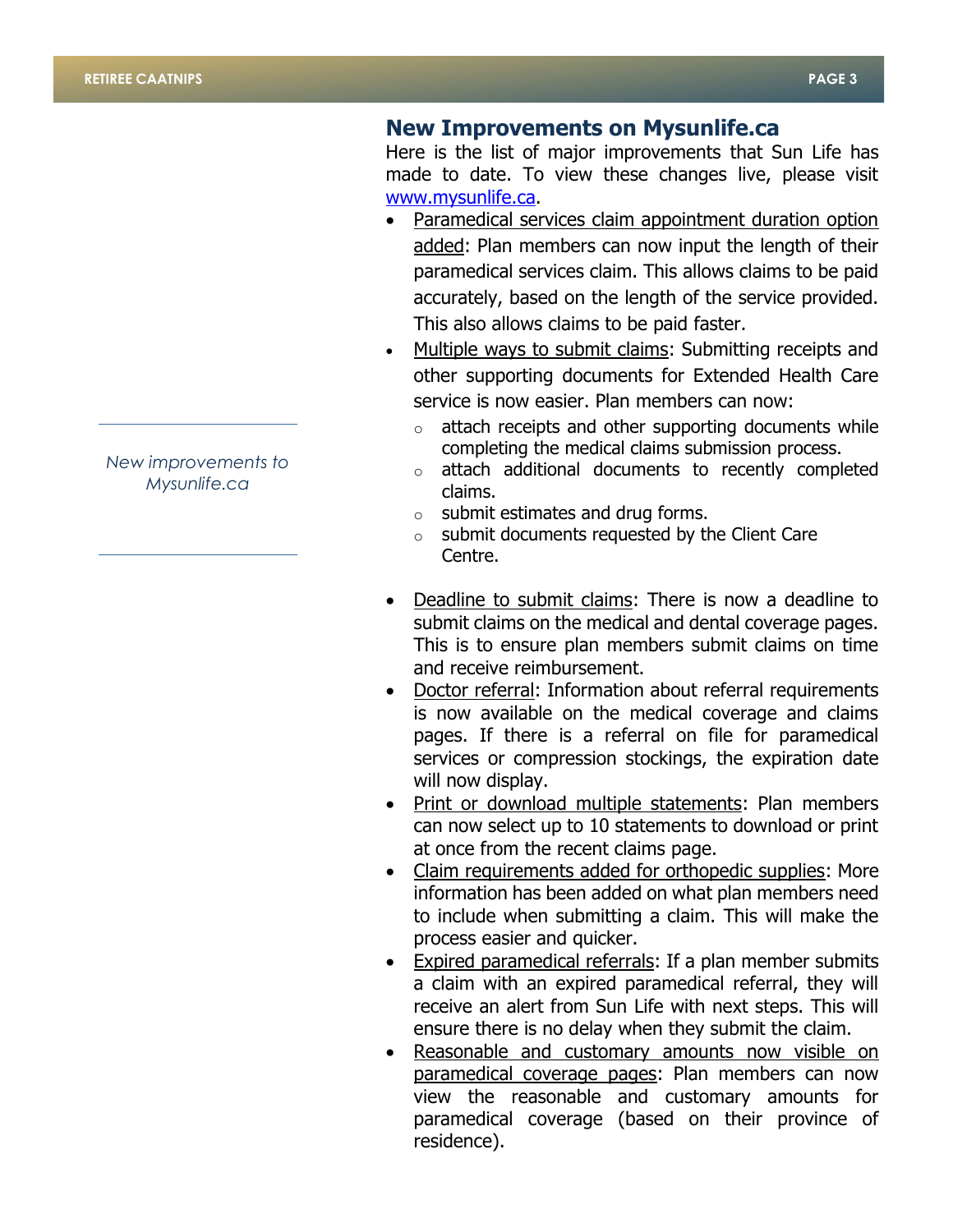*New improvements to Mysunlife.ca*

## New Improvements on Mysunlife.ca

Here is the list of major improvements that Sun Life has made to date. To view these changes live, please visit www.mysunlife.ca.

- Paramedical services claim appointment duration option added: Plan members can now input the length of their paramedical services claim. This allows claims to be paid accurately, based on the length of the service provided. This also allows claims to be paid faster.
- Multiple ways to submit claims: Submitting receipts and other supporting documents for Extended Health Care service is now easier. Plan members can now:
  - attach receipts and other supporting documents while completing the medical claims submission process.
  - attach additional documents to recently completed claims.
  - submit estimates and drug forms.
  - submit documents requested by the Client Care Centre.
- Deadline to submit claims: There is now a deadline to submit claims on the medical and dental coverage pages. This is to ensure plan members submit claims on time and receive reimbursement.
- Doctor referral: Information about referral requirements is now available on the medical coverage and claims pages. If there is a referral on file for paramedical services or compression stockings, the expiration date will now display.
- Print or download multiple statements: Plan members can now select up to 10 statements to download or print at once from the recent claims page.
- Claim requirements added for orthopedic supplies: More information has been added on what plan members need to include when submitting a claim. This will make the process easier and quicker.
- Expired paramedical referrals: If a plan member submits a claim with an expired paramedical referral, they will receive an alert from Sun Life with next steps. This will ensure there is no delay when they submit the claim.
- Reasonable and customary amounts now visible on paramedical coverage pages: Plan members can now view the reasonable and customary amounts for paramedical coverage (based on their province of residence).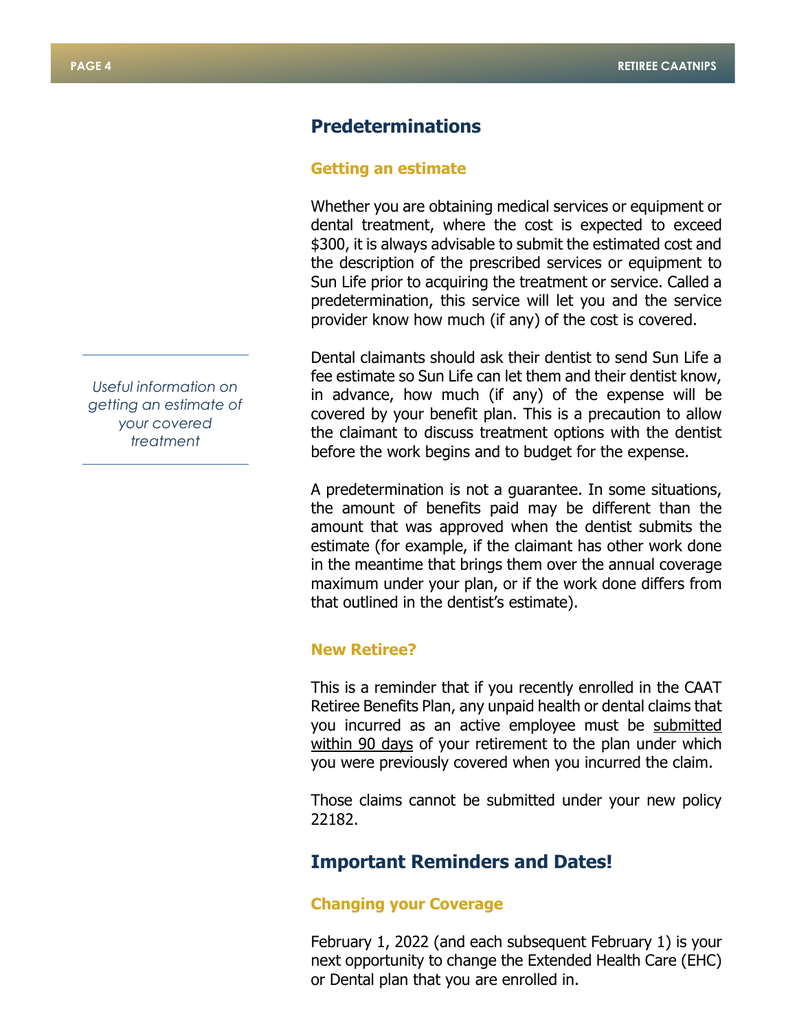## Predeterminations

### Getting an estimate

*Useful information on getting an estimate of your covered treatment*

Whether you are obtaining medical services or equipment or dental treatment, where the cost is expected to exceed $300, it is always advisable to submit the estimated cost and the description of the prescribed services or equipment to Sun Life prior to acquiring the treatment or service. Called a predetermination, this service will let you and the service provider know how much (if any) of the cost is covered.

Dental claimants should ask their dentist to send Sun Life a fee estimate so Sun Life can let them and their dentist know, in advance, how much (if any) of the expense will be covered by your benefit plan. This is a precaution to allow the claimant to discuss treatment options with the dentist before the work begins and to budget for the expense.

A predetermination is not a guarantee. In some situations, the amount of benefits paid may be different than the amount that was approved when the dentist submits the estimate (for example, if the claimant has other work done in the meantime that brings them over the annual coverage maximum under your plan, or if the work done differs from that outlined in the dentist's estimate).

### New Retiree?

This is a reminder that if you recently enrolled in the CAAT Retiree Benefits Plan, any unpaid health or dental claims that you incurred as an active employee must be submitted within 90 days of your retirement to the plan under which you were previously covered when you incurred the claim.

Those claims cannot be submitted under your new policy 22182.

## Important Reminders and Dates!

### Changing your Coverage

February 1, 2022 (and each subsequent February 1) is your next opportunity to change the Extended Health Care (EHC) or Dental plan that you are enrolled in.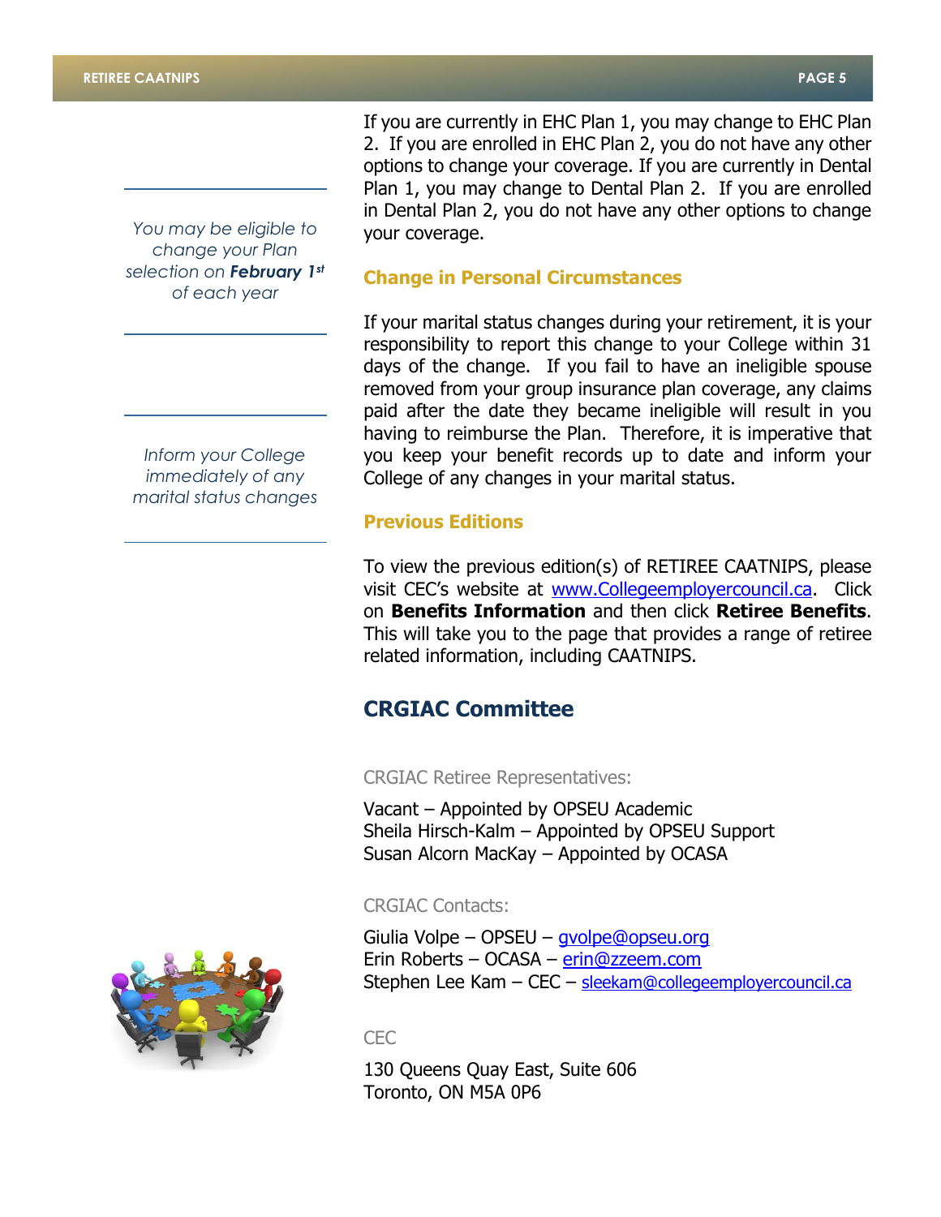If you are currently in EHC Plan 1, you may change to EHC Plan 2. If you are enrolled in EHC Plan 2, you do not have any other options to change your coverage. If you are currently in Dental Plan 1, you may change to Dental Plan 2. If you are enrolled in Dental Plan 2, you do not have any other options to change your coverage.

*You may be eligible to change your Plan selection on **February 1st** of each year*

### Change in Personal Circumstances

If your marital status changes during your retirement, it is your responsibility to report this change to your College within 31 days of the change. If you fail to have an ineligible spouse removed from your group insurance plan coverage, any claims paid after the date they became ineligible will result in you having to reimburse the Plan. Therefore, it is imperative that you keep your benefit records up to date and inform your College of any changes in your marital status.

*Inform your College immediately of any marital status changes*

### Previous Editions

To view the previous edition(s) of RETIREE CAATNIPS, please visit CEC's website at www.Collegeemployercouncil.ca. Click on **Benefits Information** and then click **Retiree Benefits**. This will take you to the page that provides a range of retiree related information, including CAATNIPS.

## CRGIAC Committee

CRGIAC Retiree Representatives:

Vacant – Appointed by OPSEU Academic
Sheila Hirsch-Kalm – Appointed by OPSEU Support
Susan Alcorn MacKay – Appointed by OCASA

CRGIAC Contacts:

Giulia Volpe – OPSEU – gvolpe@opseu.org
Erin Roberts – OCASA – erin@zzeem.com
Stephen Lee Kam – CEC – sleekam@collegeemployercouncil.ca

CEC

130 Queens Quay East, Suite 606
Toronto, ON M5A 0P6